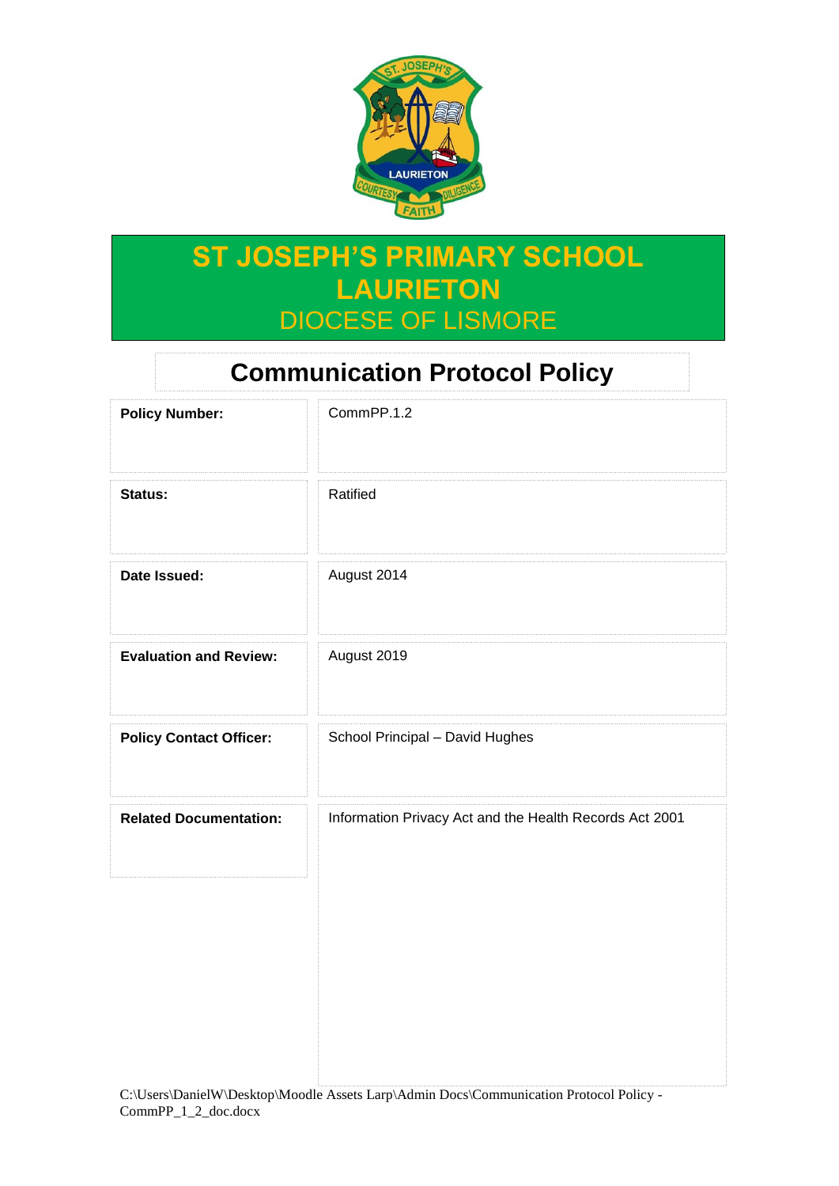# ST JOSEPH'S PRIMARY SCHOOL LAURIETON

DIOCESE OF LISMORE

## Communication Protocol Policy

| | |
|---|---|
| **Policy Number:** | CommPP.1.2 |
| **Status:** | Ratified |
| **Date Issued:** | August 2014 |
| **Evaluation and Review:** | August 2019 |
| **Policy Contact Officer:** | School Principal – David Hughes |
| **Related Documentation:** | Information Privacy Act and the Health Records Act 2001 |

C:\Users\DanielW\Desktop\Moodle Assets Larp\Admin Docs\Communication Protocol Policy - CommPP_1_2_doc.docx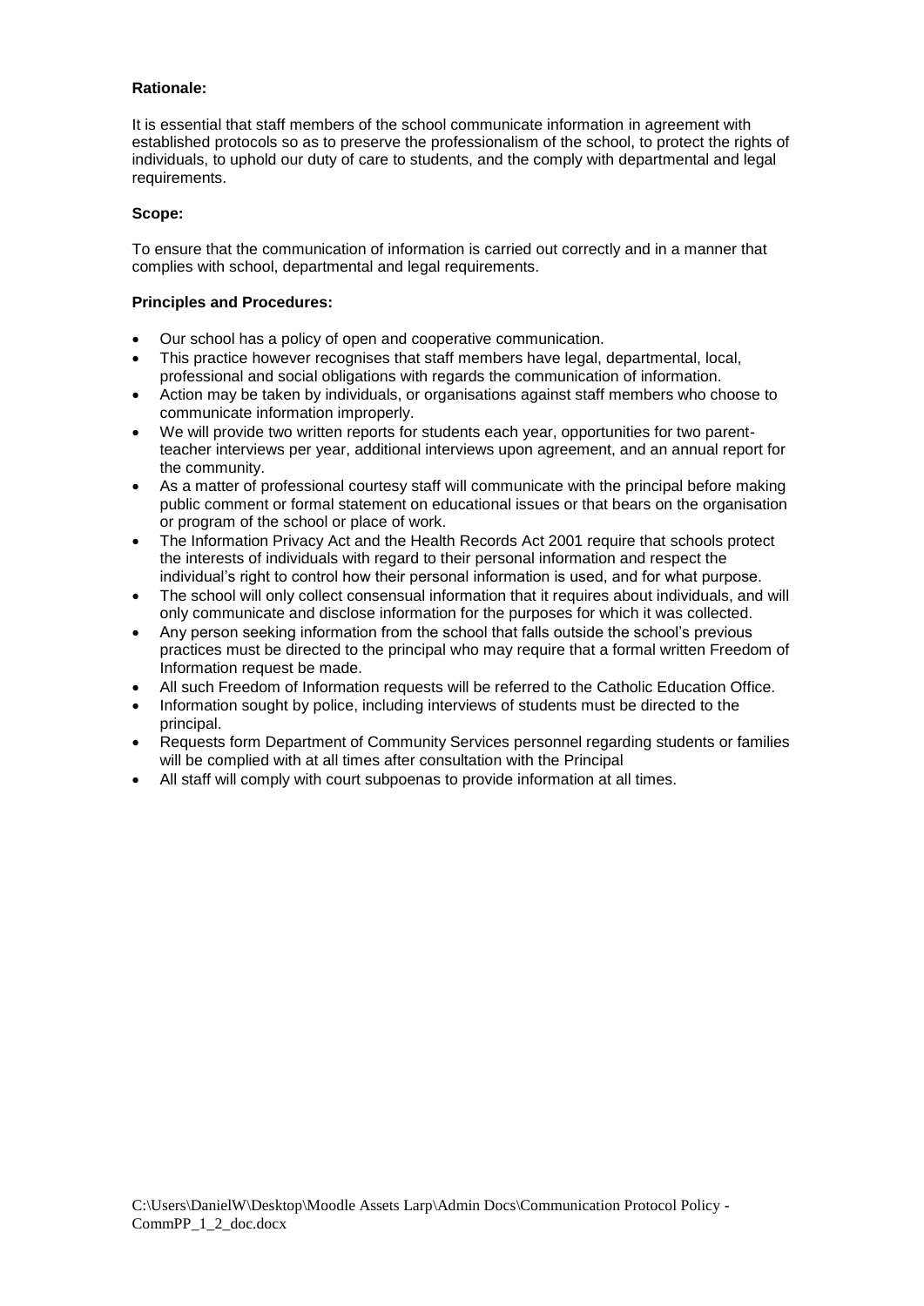**Rationale:**

It is essential that staff members of the school communicate information in agreement with established protocols so as to preserve the professionalism of the school, to protect the rights of individuals, to uphold our duty of care to students, and the comply with departmental and legal requirements.

**Scope:**

To ensure that the communication of information is carried out correctly and in a manner that complies with school, departmental and legal requirements.

**Principles and Procedures:**

- Our school has a policy of open and cooperative communication.
- This practice however recognises that staff members have legal, departmental, local, professional and social obligations with regards the communication of information.
- Action may be taken by individuals, or organisations against staff members who choose to communicate information improperly.
- We will provide two written reports for students each year, opportunities for two parent-teacher interviews per year, additional interviews upon agreement, and an annual report for the community.
- As a matter of professional courtesy staff will communicate with the principal before making public comment or formal statement on educational issues or that bears on the organisation or program of the school or place of work.
- The Information Privacy Act and the Health Records Act 2001 require that schools protect the interests of individuals with regard to their personal information and respect the individual's right to control how their personal information is used, and for what purpose.
- The school will only collect consensual information that it requires about individuals, and will only communicate and disclose information for the purposes for which it was collected.
- Any person seeking information from the school that falls outside the school's previous practices must be directed to the principal who may require that a formal written Freedom of Information request be made.
- All such Freedom of Information requests will be referred to the Catholic Education Office.
- Information sought by police, including interviews of students must be directed to the principal.
- Requests form Department of Community Services personnel regarding students or families will be complied with at all times after consultation with the Principal
- All staff will comply with court subpoenas to provide information at all times.

C:\Users\DanielW\Desktop\Moodle Assets Larp\Admin Docs\Communication Protocol Policy - CommPP_1_2_doc.docx